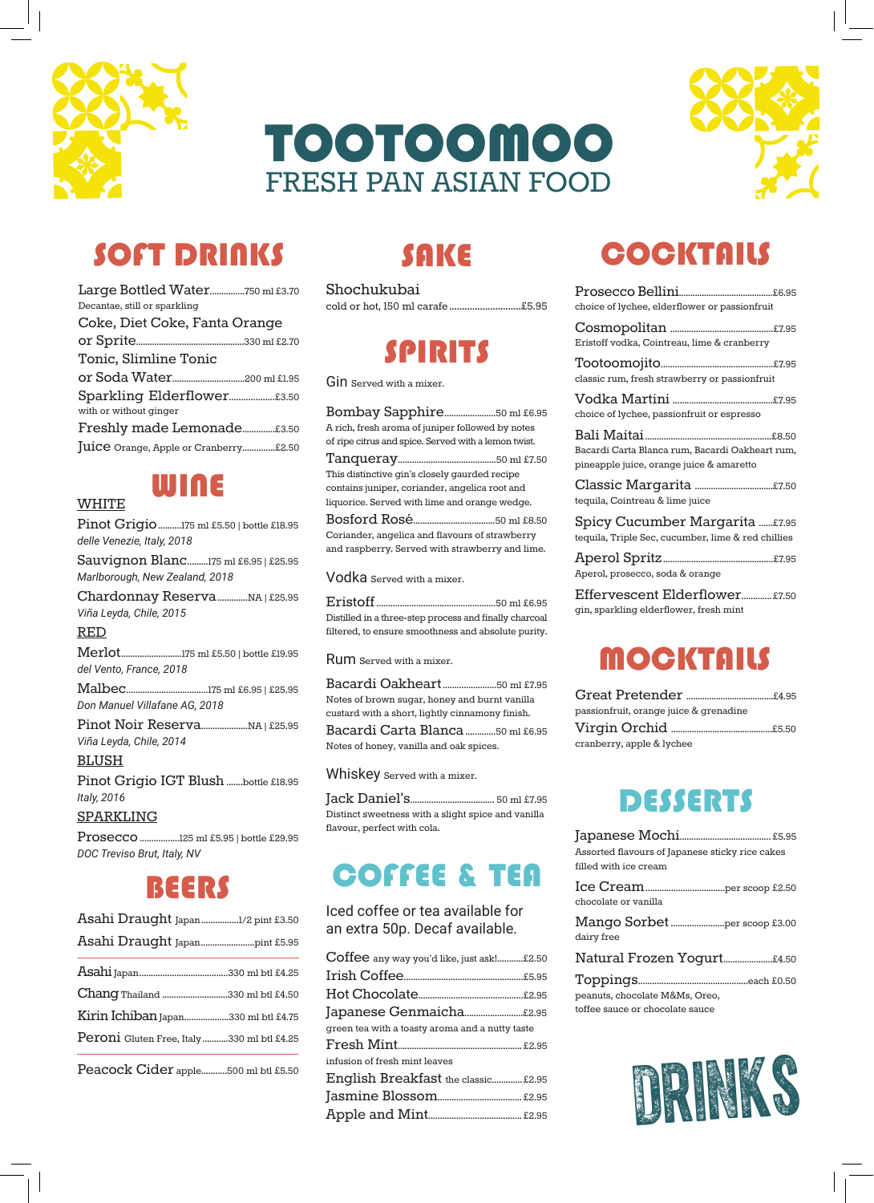# TOOTOOMOO

FRESH PAN ASIAN FOOD

## SOFT DRINKS

Large Bottled Water ........ 750 ml £3.70
Decantae, still or sparkling

Coke, Diet Coke, Fanta Orange or Sprite ........ 330 ml £2.70

Tonic, Slimline Tonic or Soda Water ........ 200 ml £1.95

Sparkling Elderflower ........ £3.50
with or without ginger

Freshly made Lemonade ........ £3.50

Juice Orange, Apple or Cranberry ........ £2.50

## WINE

### WHITE

Pinot Grigio ........ 175 ml £5.50 | bottle £18.95
*delle Venezie, Italy, 2018*

Sauvignon Blanc ........ 175 ml £6.95 | £25.95
*Marlborough, New Zealand, 2018*

Chardonnay Reserva ........ NA | £25.95
*Viña Leyda, Chile, 2015*

### RED

Merlot ........ 175 ml £5.50 | bottle £19.95
*del Vento, France, 2018*

Malbec ........ 175 ml £6.95 | £25.95
*Don Manuel Villafane AG, 2018*

Pinot Noir Reserva ........ NA | £25.95
*Viña Leyda, Chile, 2014*

### BLUSH

Pinot Grigio IGT Blush ........ bottle £18.95
*Italy, 2016*

### SPARKLING

Prosecco ........ 125 ml £5.95 | bottle £29.95
*DOC Treviso Brut, Italy, NV*

## BEERS

Asahi Draught Japan ........ 1/2 pint £3.50

Asahi Draught Japan ........ pint £5.95

Asahi Japan ........ 330 ml btl £4.25

Chang Thailand ........ 330 ml btl £4.50

Kirin Ichiban Japan ........ 330 ml btl £4.75

Peroni Gluten Free, Italy ........ 330 ml btl £4.25

Peacock Cider apple ........ 500 ml btl £5.50

## SAKE

Shochukubai
cold or hot, 150 ml carafe ........ £5.95

## SPIRITS

**Gin** Served with a mixer.

Bombay Sapphire ........ 50 ml £6.95
A rich, fresh aroma of juniper followed by notes of ripe citrus and spice. Served with a lemon twist.

Tanqueray ........ 50 ml £7.50
This distinctive gin's closely gaurded recipe contains juniper, coriander, angelica root and liquorice. Served with lime and orange wedge.

Bosford Rosé ........ 50 ml £8.50
Coriander, angelica and flavours of strawberry and raspberry. Served with strawberry and lime.

**Vodka** Served with a mixer.

Eristoff ........ 50 ml £6.95
Distilled in a three-step process and finally charcoal filtered, to ensure smoothness and absolute purity.

**Rum** Served with a mixer.

Bacardi Oakheart ........ 50 ml £7.95
Notes of brown sugar, honey and burnt vanilla custard with a short, lightly cinnamony finish.

Bacardi Carta Blanca ........ 50 ml £6.95
Notes of honey, vanilla and oak spices.

**Whiskey** Served with a mixer.

Jack Daniel's ........ 50 ml £7.95
Distinct sweetness with a slight spice and vanilla flavour, perfect with cola.

## COFFEE & TEA

Iced coffee or tea available for an extra 50p. Decaf available.

Coffee any way you'd like, just ask! ........ £2.50

Irish Coffee ........ £5.95

Hot Chocolate ........ £2.95

Japanese Genmaicha ........ £2.95
green tea with a toasty aroma and a nutty taste

Fresh Mint ........ £2.95
infusion of fresh mint leaves

English Breakfast the classic ........ £2.95

Jasmine Blossom ........ £2.95

Apple and Mint ........ £2.95

## COCKTAILS

Prosecco Bellini ........ £6.95
choice of lychee, elderflower or passionfruit

Cosmopolitan ........ £7.95
Eristoff vodka, Cointreau, lime & cranberry

Tootoomojito ........ £7.95
classic rum, fresh strawberry or passionfruit

Vodka Martini ........ £7.95
choice of lychee, passionfruit or espresso

Bali Maitai ........ £8.50
Bacardi Carta Blanca rum, Bacardi Oakheart rum, pineapple juice, orange juice & amaretto

Classic Margarita ........ £7.50
tequila, Cointreau & lime juice

Spicy Cucumber Margarita ........ £7.95
tequila, Triple Sec, cucumber, lime & red chillies

Aperol Spritz ........ £7.95
Aperol, prosecco, soda & orange

Effervescent Elderflower ........ £7.50
gin, sparkling elderflower, fresh mint

## MOCKTAILS

Great Pretender ........ £4.95
passionfruit, orange juice & grenadine

Virgin Orchid ........ £5.50
cranberry, apple & lychee

## DESSERTS

Japanese Mochi ........ £5.95
Assorted flavours of Japanese sticky rice cakes filled with ice cream

Ice Cream ........ per scoop £2.50
chocolate or vanilla

Mango Sorbet ........ per scoop £3.00
dairy free

Natural Frozen Yogurt ........ £4.50

Toppings ........ each £0.50
peanuts, chocolate M&Ms, Oreo, toffee sauce or chocolate sauce

# DRINKS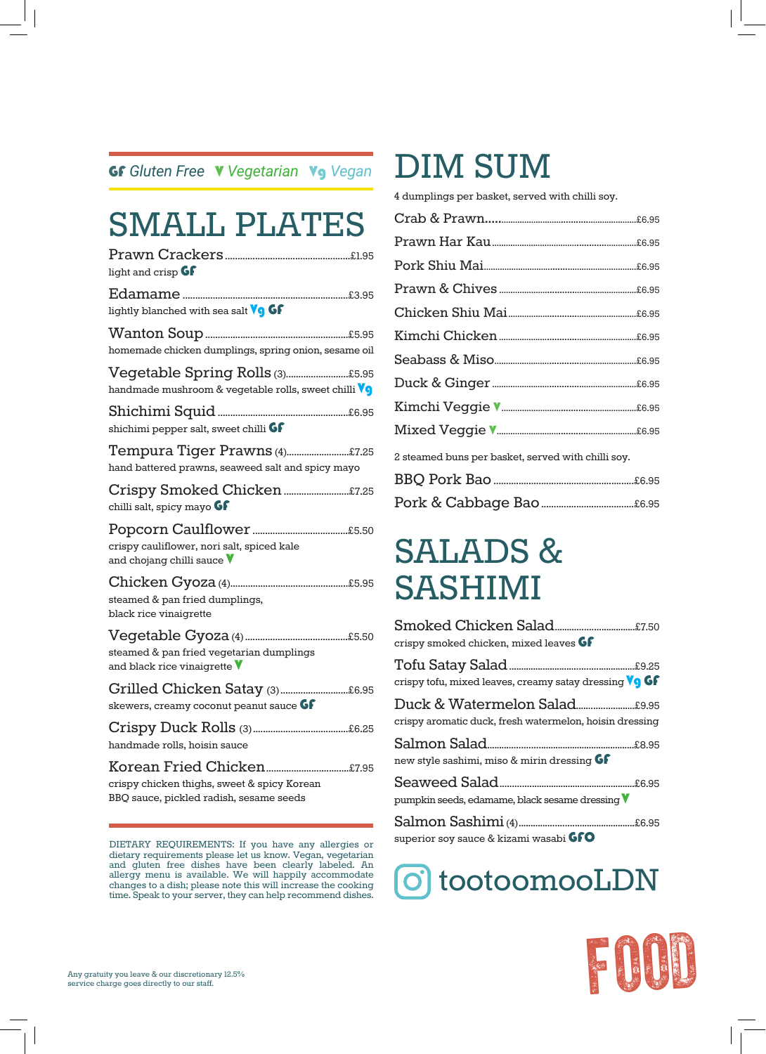GF Gluten Free V Vegetarian Vg Vegan

# SMALL PLATES

**Prawn Crackers** £1.95
light and crisp GF

**Edamame** £3.95
lightly blanched with sea salt Vg GF

**Wanton Soup** £5.95
homemade chicken dumplings, spring onion, sesame oil

**Vegetable Spring Rolls** (3) £5.95
handmade mushroom & vegetable rolls, sweet chilli Vg

**Shichimi Squid** £6.95
shichimi pepper salt, sweet chilli GF

**Tempura Tiger Prawns** (4) £7.25
hand battered prawns, seaweed salt and spicy mayo

**Crispy Smoked Chicken** £7.25
chilli salt, spicy mayo GF

**Popcorn Cauliflower** £5.50
crispy cauliflower, nori salt, spiced kale and chojang chilli sauce V

**Chicken Gyoza** (4) £5.95
steamed & pan fried dumplings, black rice vinaigrette

**Vegetable Gyoza** (4) £5.50
steamed & pan fried vegetarian dumplings and black rice vinaigrette V

**Grilled Chicken Satay** (3) £6.95
skewers, creamy coconut peanut sauce GF

**Crispy Duck Rolls** (3) £6.25
handmade rolls, hoisin sauce

**Korean Fried Chicken** £7.95
crispy chicken thighs, sweet & spicy Korean BBQ sauce, pickled radish, sesame seeds

DIETARY REQUIREMENTS: If you have any allergies or dietary requirements please let us know. Vegan, vegetarian and gluten free dishes have been clearly labeled. An allergy menu is available. We will happily accommodate changes to a dish; please note this will increase the cooking time. Speak to your server, they can help recommend dishes.

# DIM SUM

4 dumplings per basket, served with chilli soy.

**Crab & Prawn** £6.95

**Prawn Har Kau** £6.95

**Pork Shiu Mai** £6.95

**Prawn & Chives** £6.95

**Chicken Shiu Mai** £6.95

**Kimchi Chicken** £6.95

**Seabass & Miso** £6.95

**Duck & Ginger** £6.95

**Kimchi Veggie** V £6.95

**Mixed Veggie** V £6.95

2 steamed buns per basket, served with chilli soy.

**BBQ Pork Bao** £6.95

**Pork & Cabbage Bao** £6.95

# SALADS & SASHIMI

**Smoked Chicken Salad** £7.50
crispy smoked chicken, mixed leaves GF

**Tofu Satay Salad** £9.25
crispy tofu, mixed leaves, creamy satay dressing Vg GF

**Duck & Watermelon Salad** £9.95
crispy aromatic duck, fresh watermelon, hoisin dressing

**Salmon Salad** £8.95
new style sashimi, miso & mirin dressing GF

**Seaweed Salad** £6.95
pumpkin seeds, edamame, black sesame dressing V

**Salmon Sashimi** (4) £6.95
superior soy sauce & kizami wasabi GFO

tootoomooLDN

FOOD

Any gratuity you leave & our discretionary 12.5% service charge goes directly to our staff.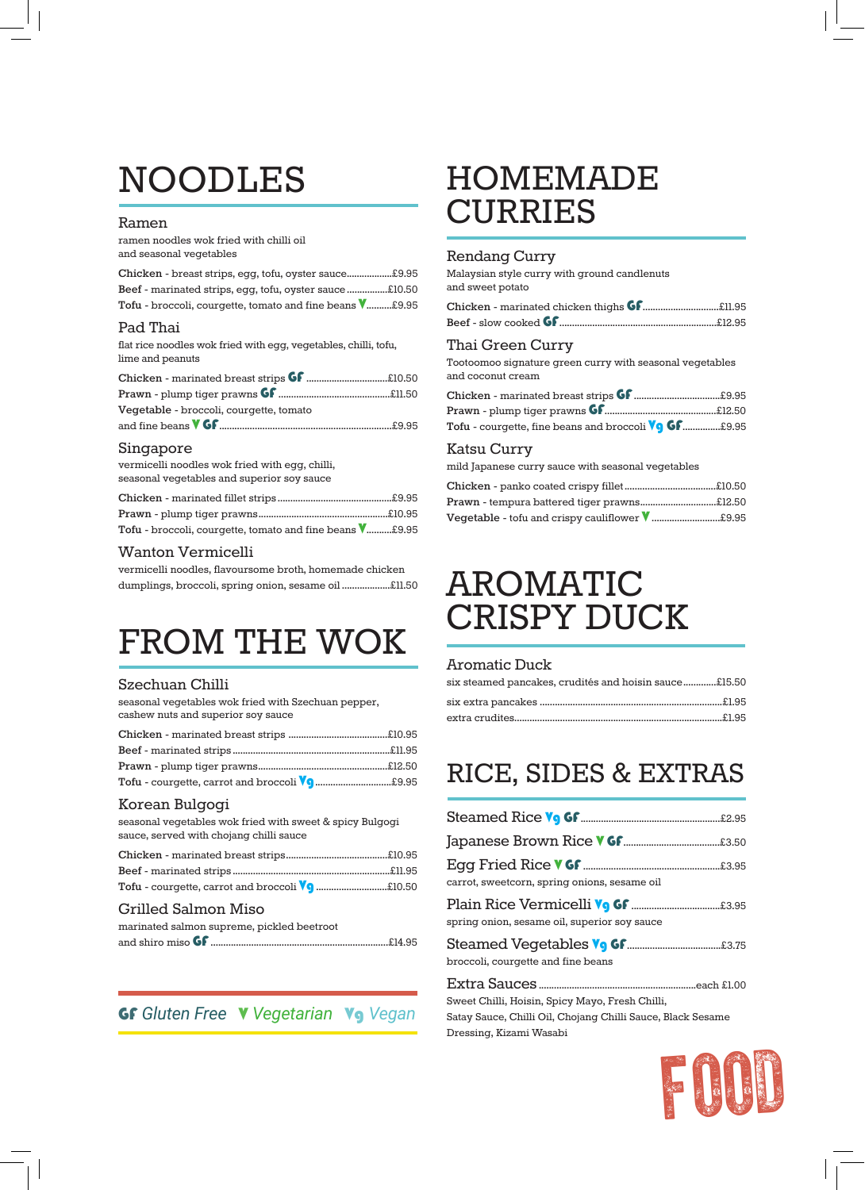# NOODLES

## Ramen

ramen noodles wok fried with chilli oil and seasonal vegetables

**Chicken** - breast strips, egg, tofu, oyster sauce..................£9.95
**Beef** - marinated strips, egg, tofu, oyster sauce................£10.50
**Tofu** - broccoli, courgette, tomato and fine beans V..........£9.95

## Pad Thai

flat rice noodles wok fried with egg, vegetables, chilli, tofu, lime and peanuts

**Chicken** - marinated breast strips GF.................................£10.50
**Prawn** - plump tiger prawns GF.............................................£11.50
**Vegetable** - broccoli, courgette, tomato and fine beans V GF.....................................................................£9.95

## Singapore

vermicelli noodles wok fried with egg, chilli, seasonal vegetables and superior soy sauce

**Chicken** - marinated fillet strips.............................................£9.95
**Prawn** - plump tiger prawns....................................................£10.95
**Tofu** - broccoli, courgette, tomato and fine beans V..........£9.95

## Wanton Vermicelli

vermicelli noodles, flavoursome broth, homemade chicken dumplings, broccoli, spring onion, sesame oil...................£11.50

# FROM THE WOK

## Szechuan Chilli

seasonal vegetables wok fried with Szechuan pepper, cashew nuts and superior soy sauce

**Chicken** - marinated breast strips .......................................£10.95
**Beef** - marinated strips..............................................................£11.95
**Prawn** - plump tiger prawns....................................................£12.50
**Tofu** - courgette, carrot and broccoli Vg..............................£9.95

## Korean Bulgogi

seasonal vegetables wok fried with sweet & spicy Bulgogi sauce, served with chojang chilli sauce

**Chicken** - marinated breast strips.........................................£10.95
**Beef** - marinated strips..............................................................£11.95
**Tofu** - courgette, carrot and broccoli Vg............................£10.50

## Grilled Salmon Miso

marinated salmon supreme, pickled beetroot and shiro miso GF......................................................................£14.95

*GF Gluten Free* *V Vegetarian* *Vg Vegan*

# HOMEMADE CURRIES

## Rendang Curry

Malaysian style curry with ground candlenuts and sweet potato

**Chicken** - marinated chicken thighs GF..............................£11.95
**Beef** - slow cooked GF.............................................................£12.95

## Thai Green Curry

Tootoomoo signature green curry with seasonal vegetables and coconut cream

**Chicken** - marinated breast strips GF..................................£9.95
**Prawn** - plump tiger prawns GF............................................£12.50
**Tofu** - courgette, fine beans and broccoli Vg GF...............£9.95

## Katsu Curry

mild Japanese curry sauce with seasonal vegetables

**Chicken** - panko coated crispy fillet....................................£10.50
**Prawn** - tempura battered tiger prawns..............................£12.50
**Vegetable** - tofu and crispy cauliflower V...........................£9.95

# AROMATIC CRISPY DUCK

## Aromatic Duck

six steamed pancakes, crudités and hoisin sauce.............£15.50

six extra pancakes ..........................................................................£1.95
extra crudites..................................................................................£1.95

# RICE, SIDES & EXTRAS

## Steamed Rice Vg GF.......................................................£2.95

## Japanese Brown Rice V GF.......................................£3.50

## Egg Fried Rice V GF......................................................£3.95

carrot, sweetcorn, spring onions, sesame oil

## Plain Rice Vermicelli Vg GF...................................£3.95

spring onion, sesame oil, superior soy sauce

## Steamed Vegetables Vg GF.....................................£3.75

broccoli, courgette and fine beans

## Extra Sauces ..............................................................each £1.00

Sweet Chilli, Hoisin, Spicy Mayo, Fresh Chilli, Satay Sauce, Chilli Oil, Chojang Chilli Sauce, Black Sesame Dressing, Kizami Wasabi

FOOD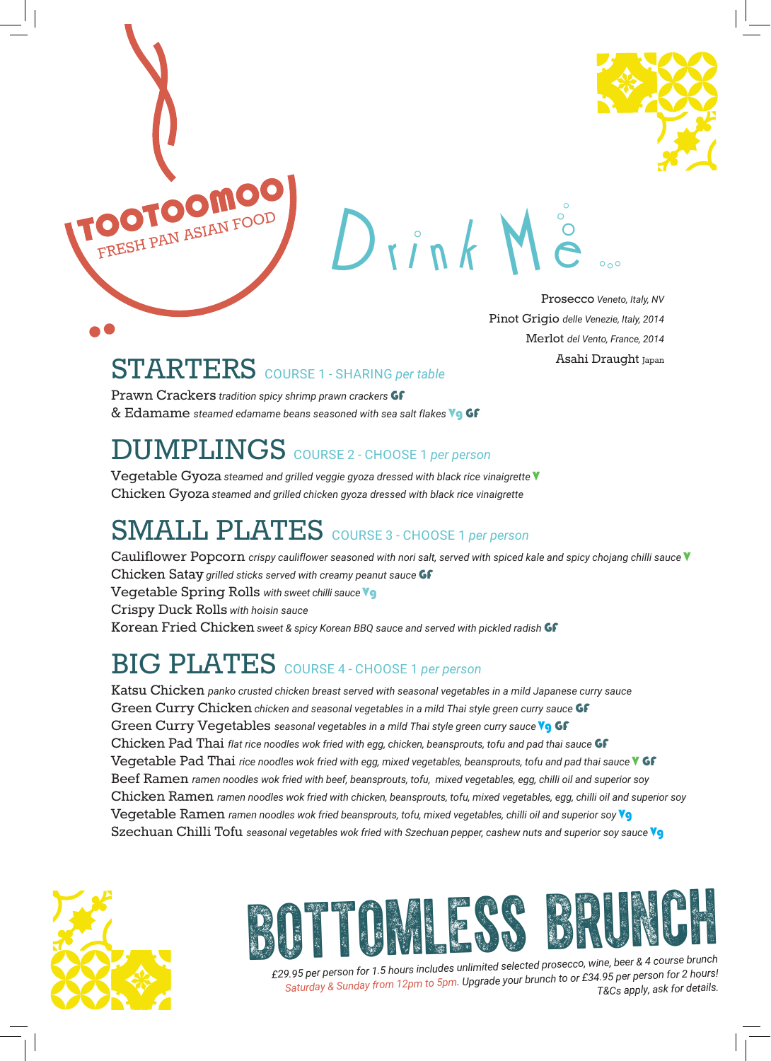TOOTOOMOO
FRESH PAN ASIAN FOOD

# Drink Me

Prosecco *Veneto, Italy, NV*
Pinot Grigio *delle Venezie, Italy, 2014*
Merlot *del Vento, France, 2014*
Asahi Draught Japan

## STARTERS COURSE 1 - SHARING *per table*

Prawn Crackers *tradition spicy shrimp prawn crackers* GF
& Edamame *steamed edamame beans seasoned with sea salt flakes* Vg GF

## DUMPLINGS COURSE 2 - CHOOSE 1 *per person*

Vegetable Gyoza *steamed and grilled veggie gyoza dressed with black rice vinaigrette* V
Chicken Gyoza *steamed and grilled chicken gyoza dressed with black rice vinaigrette*

## SMALL PLATES COURSE 3 - CHOOSE 1 *per person*

Cauliflower Popcorn *crispy cauliflower seasoned with nori salt, served with spiced kale and spicy chojang chilli sauce* V
Chicken Satay *grilled sticks served with creamy peanut sauce* GF
Vegetable Spring Rolls *with sweet chilli sauce* Vg
Crispy Duck Rolls *with hoisin sauce*
Korean Fried Chicken *sweet & spicy Korean BBQ sauce and served with pickled radish* GF

## BIG PLATES COURSE 4 - CHOOSE 1 *per person*

Katsu Chicken *panko crusted chicken breast served with seasonal vegetables in a mild Japanese curry sauce*
Green Curry Chicken *chicken and seasonal vegetables in a mild Thai style green curry sauce* GF
Green Curry Vegetables *seasonal vegetables in a mild Thai style green curry sauce* Vg GF
Chicken Pad Thai *flat rice noodles wok fried with egg, chicken, beansprouts, tofu and pad thai sauce* GF
Vegetable Pad Thai *rice noodles wok fried with egg, mixed vegetables, beansprouts, tofu and pad thai sauce* V GF
Beef Ramen *ramen noodles wok fried with beef, beansprouts, tofu, mixed vegetables, egg, chilli oil and superior soy*
Chicken Ramen *ramen noodles wok fried with chicken, beansprouts, tofu, mixed vegetables, egg, chilli oil and superior soy*
Vegetable Ramen *ramen noodles wok fried beansprouts, tofu, mixed vegetables, chilli oil and superior soy* Vg
Szechuan Chilli Tofu *seasonal vegetables wok fried with Szechuan pepper, cashew nuts and superior soy sauce* Vg

# BOTTOMLESS BRUNCH

*£29.95 per person for 1.5 hours includes unlimited selected prosecco, wine, beer & 4 course brunch*
*Saturday & Sunday from 12pm to 5pm. Upgrade your brunch to or £34.95 per person for 2 hours!*
*T&Cs apply, ask for details.*